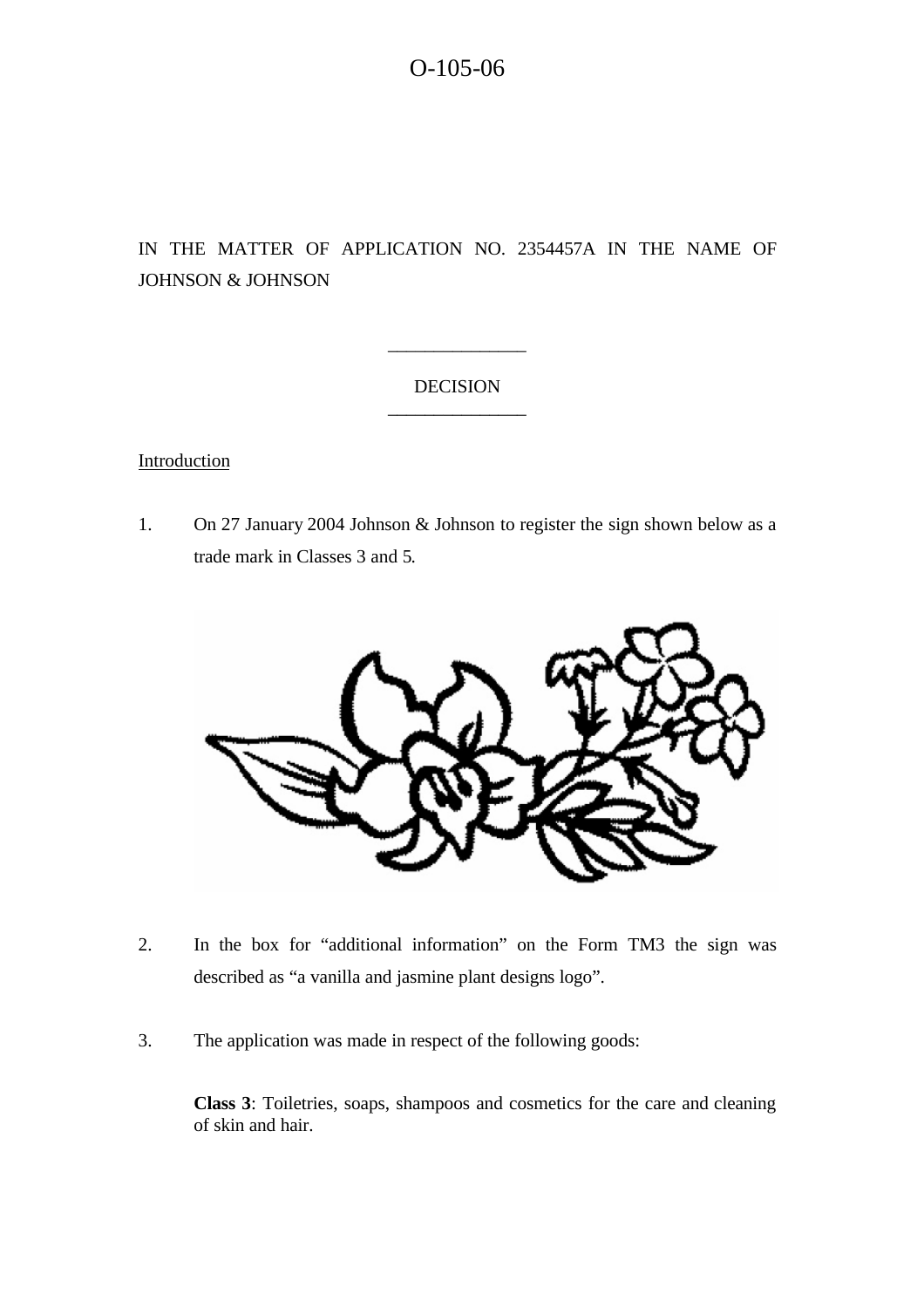O-105-06

IN THE MATTER OF APPLICATION NO. 2354457A IN THE NAME OF JOHNSON & JOHNSON

DECISION

Introduction

1. On 27 January 2004 Johnson & Johnson to register the sign shown below as a trade mark in Classes 3 and 5.

2. In the box for "additional information" on the Form TM3 the sign was described as "a vanilla and jasmine plant designs logo".

3. The application was made in respect of the following goods:

**Class 3**: Toiletries, soaps, shampoos and cosmetics for the care and cleaning of skin and hair.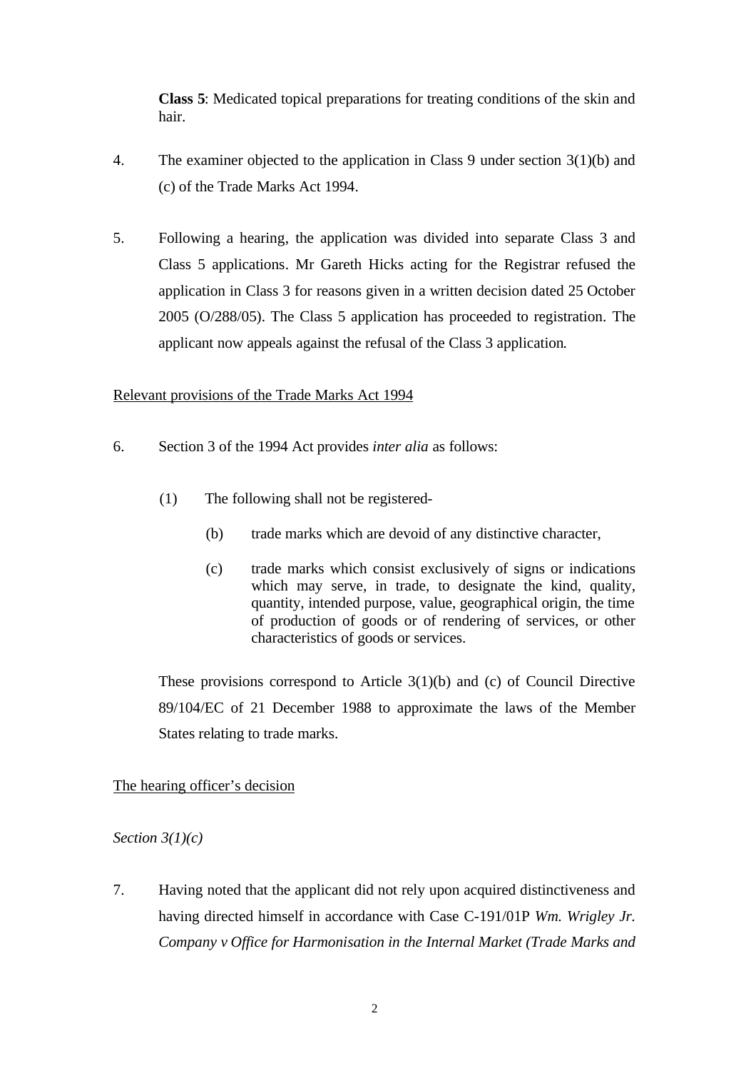**Class 5**: Medicated topical preparations for treating conditions of the skin and hair.

4. The examiner objected to the application in Class 9 under section 3(1)(b) and (c) of the Trade Marks Act 1994.

5. Following a hearing, the application was divided into separate Class 3 and Class 5 applications. Mr Gareth Hicks acting for the Registrar refused the application in Class 3 for reasons given in a written decision dated 25 October 2005 (O/288/05). The Class 5 application has proceeded to registration. The applicant now appeals against the refusal of the Class 3 application.

Relevant provisions of the Trade Marks Act 1994

6. Section 3 of the 1994 Act provides *inter alia* as follows:

   (1) The following shall not be registered-

   (b) trade marks which are devoid of any distinctive character,

   (c) trade marks which consist exclusively of signs or indications which may serve, in trade, to designate the kind, quality, quantity, intended purpose, value, geographical origin, the time of production of goods or of rendering of services, or other characteristics of goods or services.

   These provisions correspond to Article 3(1)(b) and (c) of Council Directive 89/104/EC of 21 December 1988 to approximate the laws of the Member States relating to trade marks.

The hearing officer's decision

*Section 3(1)(c)*

7. Having noted that the applicant did not rely upon acquired distinctiveness and having directed himself in accordance with Case C-191/01P *Wm. Wrigley Jr. Company v Office for Harmonisation in the Internal Market (Trade Marks and*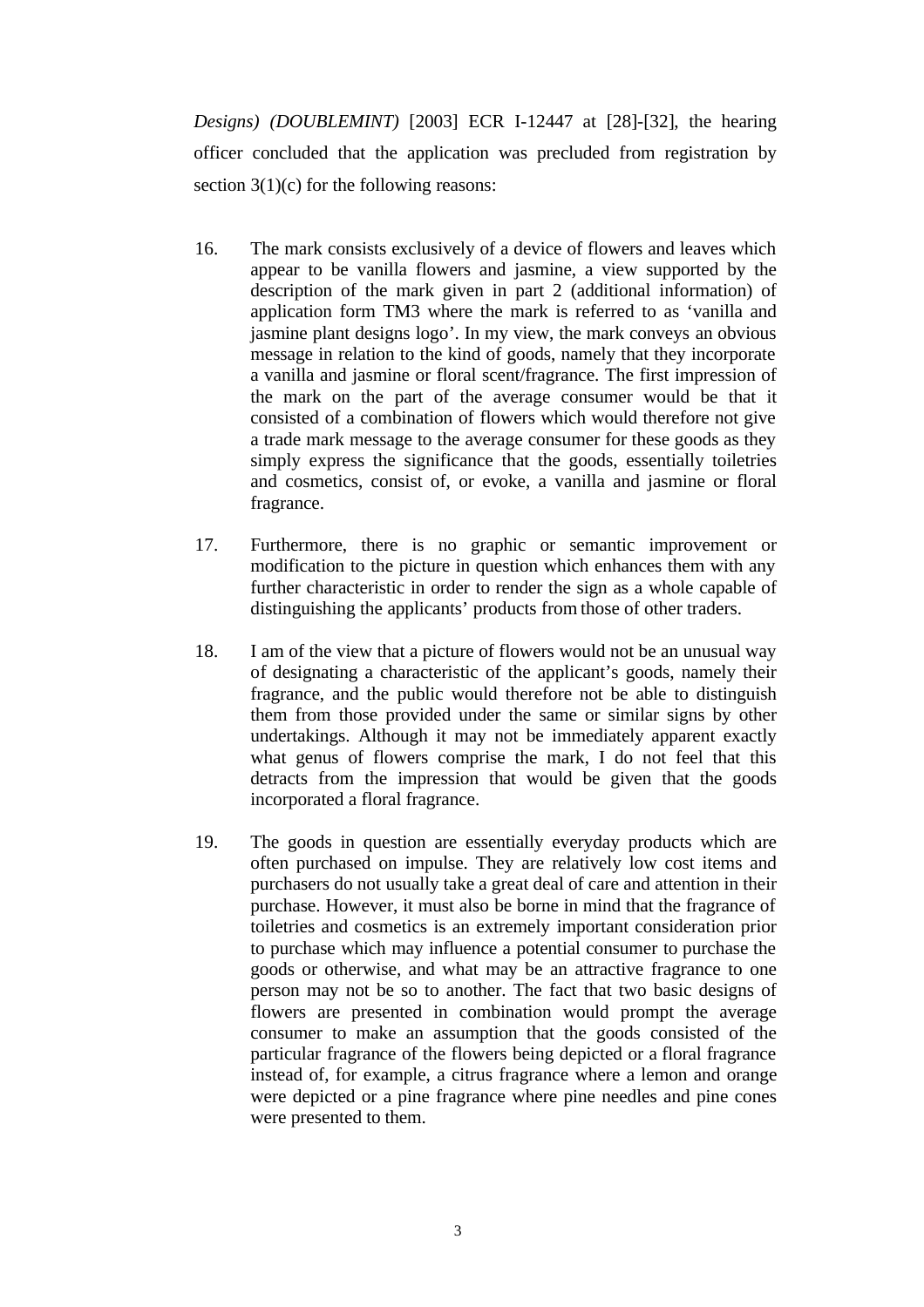*Designs) (DOUBLEMINT)* [2003] ECR I-12447 at [28]-[32], the hearing officer concluded that the application was precluded from registration by section 3(1)(c) for the following reasons:

> 16. The mark consists exclusively of a device of flowers and leaves which appear to be vanilla flowers and jasmine, a view supported by the description of the mark given in part 2 (additional information) of application form TM3 where the mark is referred to as 'vanilla and jasmine plant designs logo'. In my view, the mark conveys an obvious message in relation to the kind of goods, namely that they incorporate a vanilla and jasmine or floral scent/fragrance. The first impression of the mark on the part of the average consumer would be that it consisted of a combination of flowers which would therefore not give a trade mark message to the average consumer for these goods as they simply express the significance that the goods, essentially toiletries and cosmetics, consist of, or evoke, a vanilla and jasmine or floral fragrance.
>
> 17. Furthermore, there is no graphic or semantic improvement or modification to the picture in question which enhances them with any further characteristic in order to render the sign as a whole capable of distinguishing the applicants' products from those of other traders.
>
> 18. I am of the view that a picture of flowers would not be an unusual way of designating a characteristic of the applicant's goods, namely their fragrance, and the public would therefore not be able to distinguish them from those provided under the same or similar signs by other undertakings. Although it may not be immediately apparent exactly what genus of flowers comprise the mark, I do not feel that this detracts from the impression that would be given that the goods incorporated a floral fragrance.
>
> 19. The goods in question are essentially everyday products which are often purchased on impulse. They are relatively low cost items and purchasers do not usually take a great deal of care and attention in their purchase. However, it must also be borne in mind that the fragrance of toiletries and cosmetics is an extremely important consideration prior to purchase which may influence a potential consumer to purchase the goods or otherwise, and what may be an attractive fragrance to one person may not be so to another. The fact that two basic designs of flowers are presented in combination would prompt the average consumer to make an assumption that the goods consisted of the particular fragrance of the flowers being depicted or a floral fragrance instead of, for example, a citrus fragrance where a lemon and orange were depicted or a pine fragrance where pine needles and pine cones were presented to them.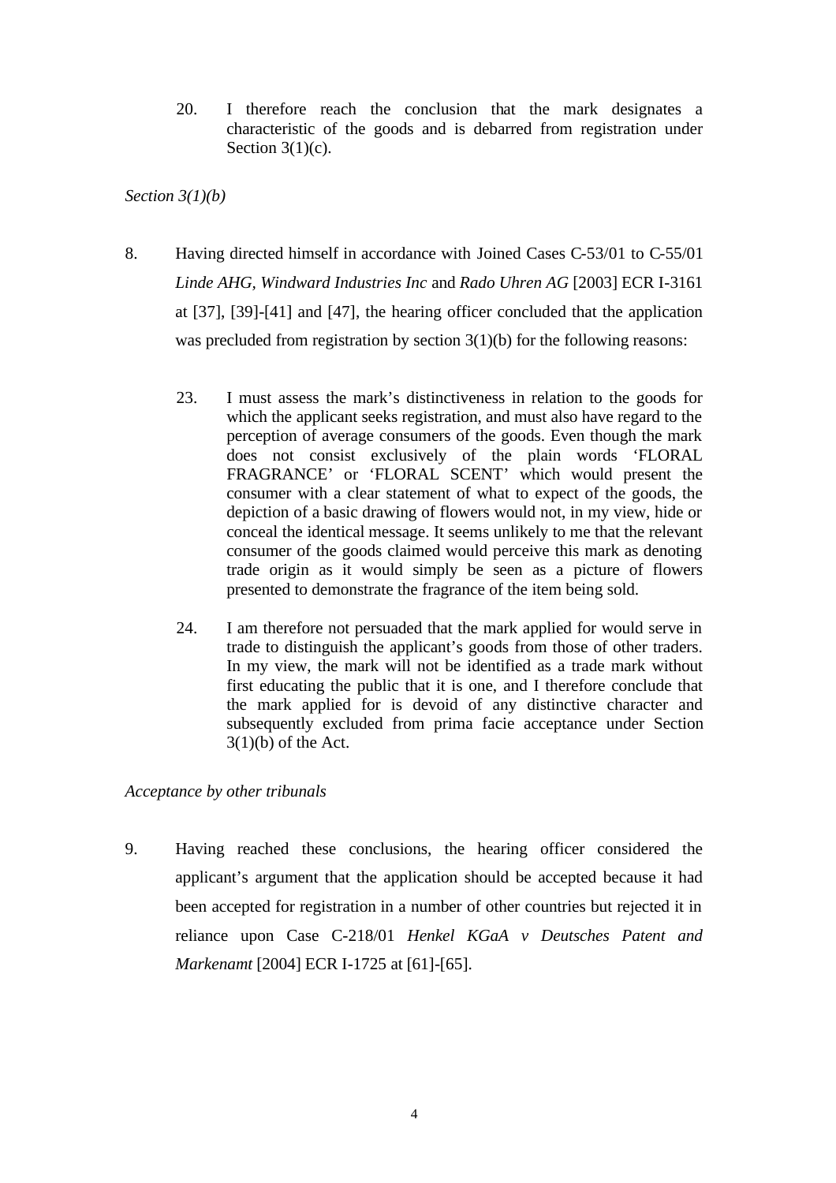> 20. I therefore reach the conclusion that the mark designates a characteristic of the goods and is debarred from registration under Section 3(1)(c).

*Section 3(1)(b)*

8. Having directed himself in accordance with Joined Cases C-53/01 to C-55/01 *Linde AHG*, *Windward Industries Inc* and *Rado Uhren AG* [2003] ECR I-3161 at [37], [39]-[41] and [47], the hearing officer concluded that the application was precluded from registration by section 3(1)(b) for the following reasons:

> 23. I must assess the mark's distinctiveness in relation to the goods for which the applicant seeks registration, and must also have regard to the perception of average consumers of the goods. Even though the mark does not consist exclusively of the plain words 'FLORAL FRAGRANCE' or 'FLORAL SCENT' which would present the consumer with a clear statement of what to expect of the goods, the depiction of a basic drawing of flowers would not, in my view, hide or conceal the identical message. It seems unlikely to me that the relevant consumer of the goods claimed would perceive this mark as denoting trade origin as it would simply be seen as a picture of flowers presented to demonstrate the fragrance of the item being sold.
>
> 24. I am therefore not persuaded that the mark applied for would serve in trade to distinguish the applicant's goods from those of other traders. In my view, the mark will not be identified as a trade mark without first educating the public that it is one, and I therefore conclude that the mark applied for is devoid of any distinctive character and subsequently excluded from prima facie acceptance under Section 3(1)(b) of the Act.

*Acceptance by other tribunals*

9. Having reached these conclusions, the hearing officer considered the applicant's argument that the application should be accepted because it had been accepted for registration in a number of other countries but rejected it in reliance upon Case C-218/01 *Henkel KGaA v Deutsches Patent and Markenamt* [2004] ECR I-1725 at [61]-[65].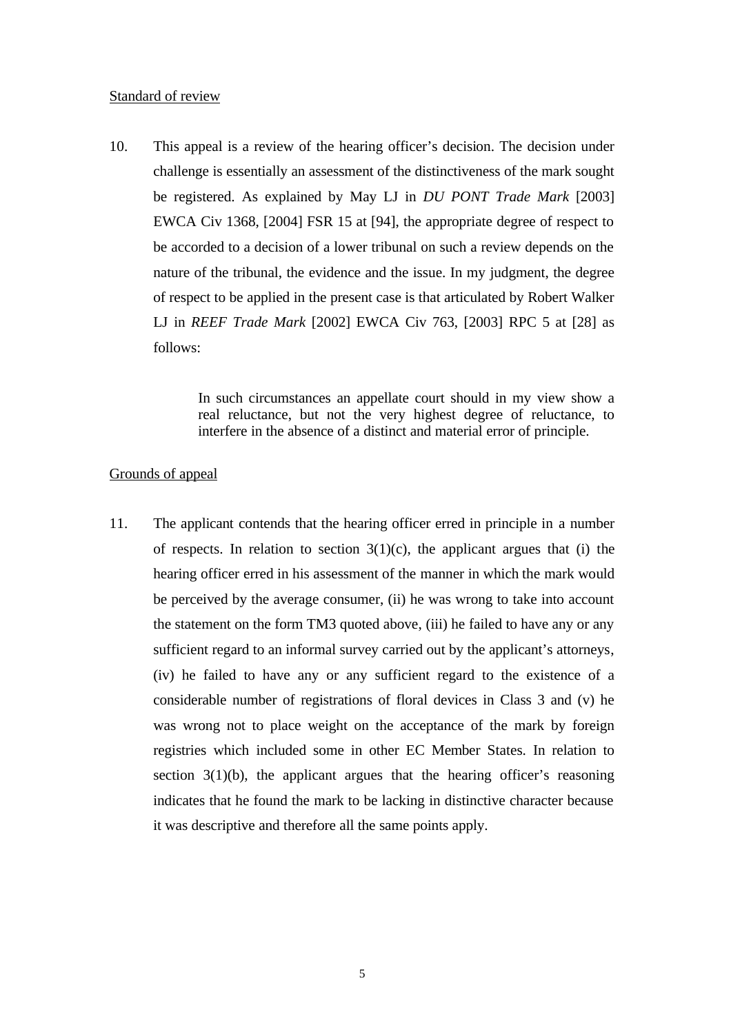Standard of review

10. This appeal is a review of the hearing officer's decision. The decision under challenge is essentially an assessment of the distinctiveness of the mark sought be registered. As explained by May LJ in *DU PONT Trade Mark* [2003] EWCA Civ 1368, [2004] FSR 15 at [94], the appropriate degree of respect to be accorded to a decision of a lower tribunal on such a review depends on the nature of the tribunal, the evidence and the issue. In my judgment, the degree of respect to be applied in the present case is that articulated by Robert Walker LJ in *REEF Trade Mark* [2002] EWCA Civ 763, [2003] RPC 5 at [28] as follows:

> In such circumstances an appellate court should in my view show a real reluctance, but not the very highest degree of reluctance, to interfere in the absence of a distinct and material error of principle.

Grounds of appeal

11. The applicant contends that the hearing officer erred in principle in a number of respects. In relation to section 3(1)(c), the applicant argues that (i) the hearing officer erred in his assessment of the manner in which the mark would be perceived by the average consumer, (ii) he was wrong to take into account the statement on the form TM3 quoted above, (iii) he failed to have any or any sufficient regard to an informal survey carried out by the applicant's attorneys, (iv) he failed to have any or any sufficient regard to the existence of a considerable number of registrations of floral devices in Class 3 and (v) he was wrong not to place weight on the acceptance of the mark by foreign registries which included some in other EC Member States. In relation to section 3(1)(b), the applicant argues that the hearing officer's reasoning indicates that he found the mark to be lacking in distinctive character because it was descriptive and therefore all the same points apply.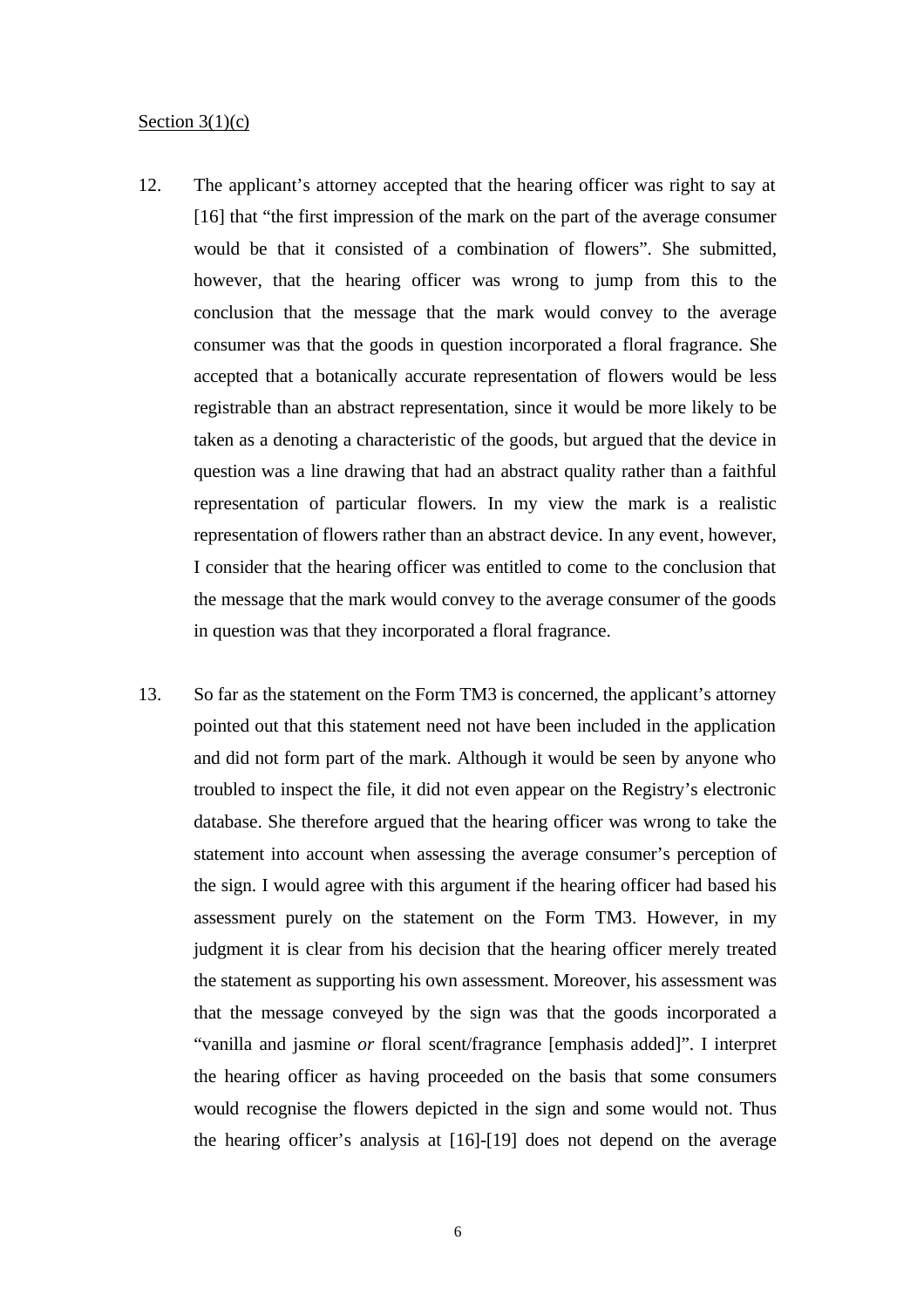Section 3(1)(c)

12. The applicant's attorney accepted that the hearing officer was right to say at [16] that "the first impression of the mark on the part of the average consumer would be that it consisted of a combination of flowers". She submitted, however, that the hearing officer was wrong to jump from this to the conclusion that the message that the mark would convey to the average consumer was that the goods in question incorporated a floral fragrance. She accepted that a botanically accurate representation of flowers would be less registrable than an abstract representation, since it would be more likely to be taken as a denoting a characteristic of the goods, but argued that the device in question was a line drawing that had an abstract quality rather than a faithful representation of particular flowers. In my view the mark is a realistic representation of flowers rather than an abstract device. In any event, however, I consider that the hearing officer was entitled to come to the conclusion that the message that the mark would convey to the average consumer of the goods in question was that they incorporated a floral fragrance.

13. So far as the statement on the Form TM3 is concerned, the applicant's attorney pointed out that this statement need not have been included in the application and did not form part of the mark. Although it would be seen by anyone who troubled to inspect the file, it did not even appear on the Registry's electronic database. She therefore argued that the hearing officer was wrong to take the statement into account when assessing the average consumer's perception of the sign. I would agree with this argument if the hearing officer had based his assessment purely on the statement on the Form TM3. However, in my judgment it is clear from his decision that the hearing officer merely treated the statement as supporting his own assessment. Moreover, his assessment was that the message conveyed by the sign was that the goods incorporated a "vanilla and jasmine *or* floral scent/fragrance [emphasis added]". I interpret the hearing officer as having proceeded on the basis that some consumers would recognise the flowers depicted in the sign and some would not. Thus the hearing officer's analysis at [16]-[19] does not depend on the average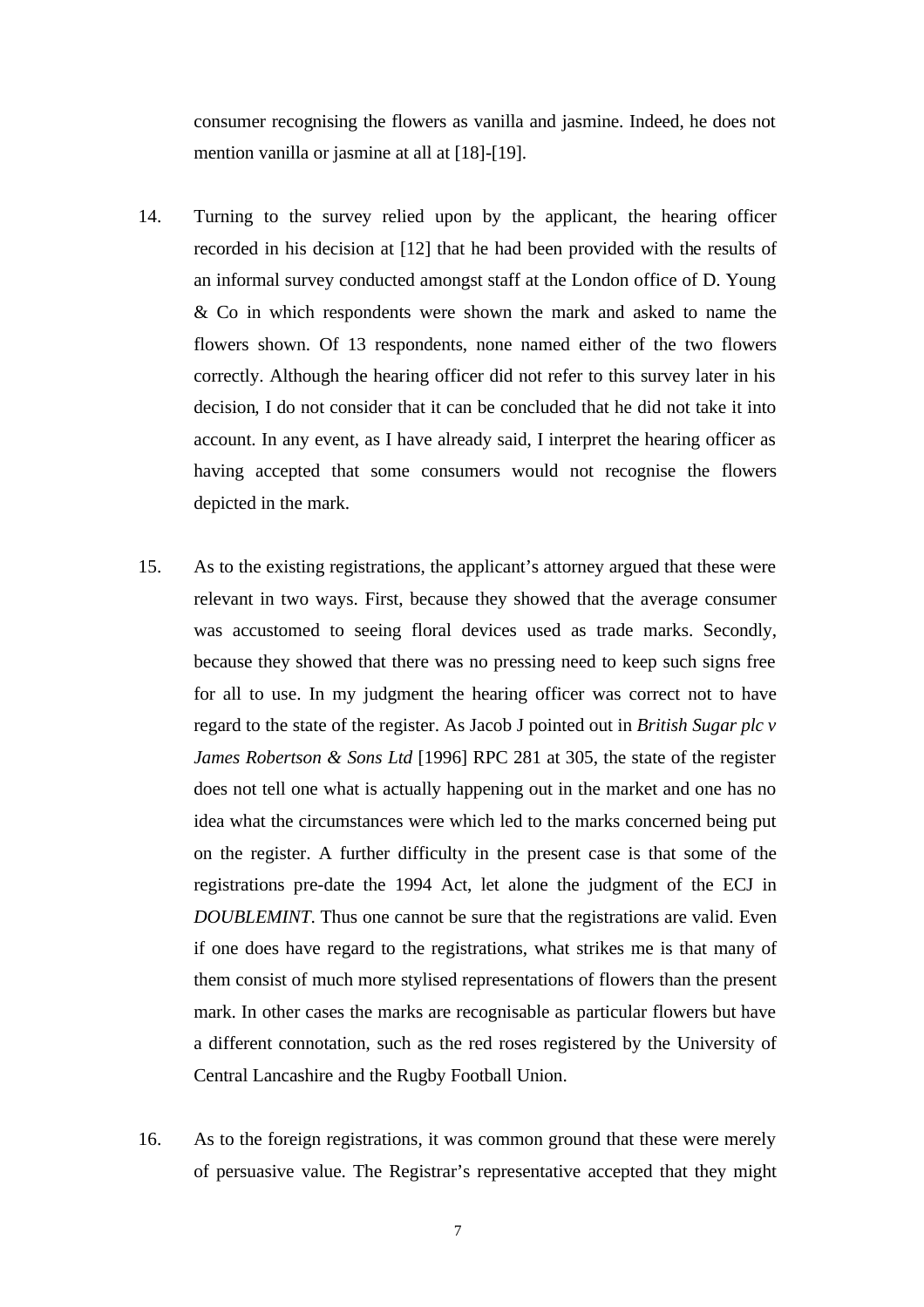consumer recognising the flowers as vanilla and jasmine. Indeed, he does not mention vanilla or jasmine at all at [18]-[19].

14. Turning to the survey relied upon by the applicant, the hearing officer recorded in his decision at [12] that he had been provided with the results of an informal survey conducted amongst staff at the London office of D. Young & Co in which respondents were shown the mark and asked to name the flowers shown. Of 13 respondents, none named either of the two flowers correctly. Although the hearing officer did not refer to this survey later in his decision, I do not consider that it can be concluded that he did not take it into account. In any event, as I have already said, I interpret the hearing officer as having accepted that some consumers would not recognise the flowers depicted in the mark.

15. As to the existing registrations, the applicant's attorney argued that these were relevant in two ways. First, because they showed that the average consumer was accustomed to seeing floral devices used as trade marks. Secondly, because they showed that there was no pressing need to keep such signs free for all to use. In my judgment the hearing officer was correct not to have regard to the state of the register. As Jacob J pointed out in *British Sugar plc v James Robertson & Sons Ltd* [1996] RPC 281 at 305, the state of the register does not tell one what is actually happening out in the market and one has no idea what the circumstances were which led to the marks concerned being put on the register. A further difficulty in the present case is that some of the registrations pre-date the 1994 Act, let alone the judgment of the ECJ in *DOUBLEMINT*. Thus one cannot be sure that the registrations are valid. Even if one does have regard to the registrations, what strikes me is that many of them consist of much more stylised representations of flowers than the present mark. In other cases the marks are recognisable as particular flowers but have a different connotation, such as the red roses registered by the University of Central Lancashire and the Rugby Football Union.

16. As to the foreign registrations, it was common ground that these were merely of persuasive value. The Registrar's representative accepted that they might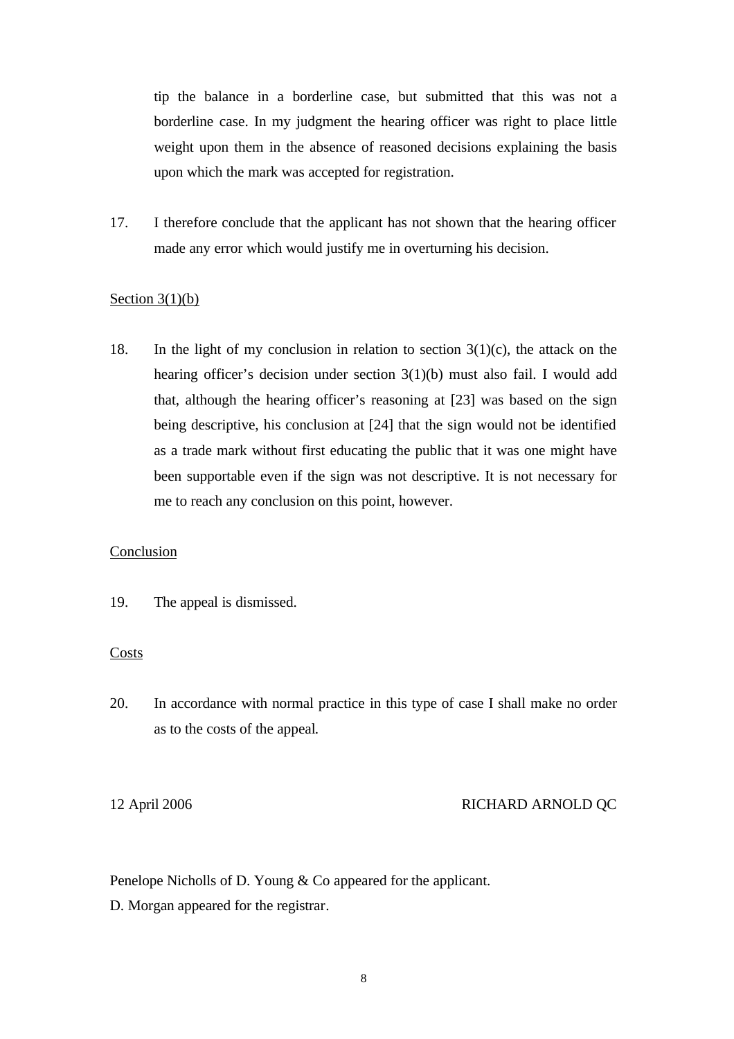tip the balance in a borderline case, but submitted that this was not a borderline case. In my judgment the hearing officer was right to place little weight upon them in the absence of reasoned decisions explaining the basis upon which the mark was accepted for registration.

17. I therefore conclude that the applicant has not shown that the hearing officer made any error which would justify me in overturning his decision.

<u>Section 3(1)(b)</u>

18. In the light of my conclusion in relation to section 3(1)(c), the attack on the hearing officer's decision under section 3(1)(b) must also fail. I would add that, although the hearing officer's reasoning at [23] was based on the sign being descriptive, his conclusion at [24] that the sign would not be identified as a trade mark without first educating the public that it was one might have been supportable even if the sign was not descriptive. It is not necessary for me to reach any conclusion on this point, however.

<u>Conclusion</u>

19. The appeal is dismissed.

<u>Costs</u>

20. In accordance with normal practice in this type of case I shall make no order as to the costs of the appeal.

12 April 2006 RICHARD ARNOLD QC

Penelope Nicholls of D. Young & Co appeared for the applicant.

D. Morgan appeared for the registrar.